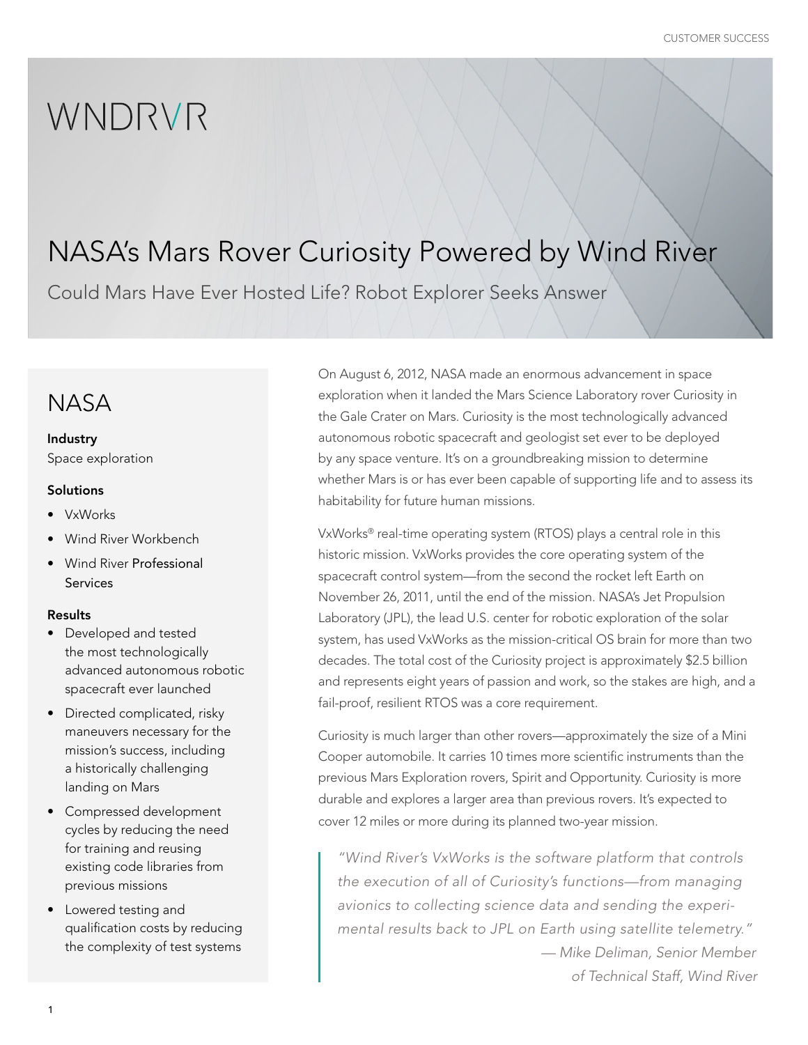CUSTOMER SUCCESS

WNDRVR

# NASA's Mars Rover Curiosity Powered by Wind River

## Could Mars Have Ever Hosted Life? Robot Explorer Seeks Answer

## NASA

**Industry**

Space exploration

**Solutions**

- VxWorks
- Wind River Workbench
- Wind River Professional Services

**Results**

- Developed and tested the most technologically advanced autonomous robotic spacecraft ever launched
- Directed complicated, risky maneuvers necessary for the mission's success, including a historically challenging landing on Mars
- Compressed development cycles by reducing the need for training and reusing existing code libraries from previous missions
- Lowered testing and qualification costs by reducing the complexity of test systems

On August 6, 2012, NASA made an enormous advancement in space exploration when it landed the Mars Science Laboratory rover Curiosity in the Gale Crater on Mars. Curiosity is the most technologically advanced autonomous robotic spacecraft and geologist set ever to be deployed by any space venture. It's on a groundbreaking mission to determine whether Mars is or has ever been capable of supporting life and to assess its habitability for future human missions.

VxWorks® real-time operating system (RTOS) plays a central role in this historic mission. VxWorks provides the core operating system of the spacecraft control system—from the second the rocket left Earth on November 26, 2011, until the end of the mission. NASA's Jet Propulsion Laboratory (JPL), the lead U.S. center for robotic exploration of the solar system, has used VxWorks as the mission-critical OS brain for more than two decades. The total cost of the Curiosity project is approximately $2.5 billion and represents eight years of passion and work, so the stakes are high, and a fail-proof, resilient RTOS was a core requirement.

Curiosity is much larger than other rovers—approximately the size of a Mini Cooper automobile. It carries 10 times more scientific instruments than the previous Mars Exploration rovers, Spirit and Opportunity. Curiosity is more durable and explores a larger area than previous rovers. It's expected to cover 12 miles or more during its planned two-year mission.

> *"Wind River's VxWorks is the software platform that controls the execution of all of Curiosity's functions—from managing avionics to collecting science data and sending the experimental results back to JPL on Earth using satellite telemetry."*
>
> *— Mike Deliman, Senior Member of Technical Staff, Wind River*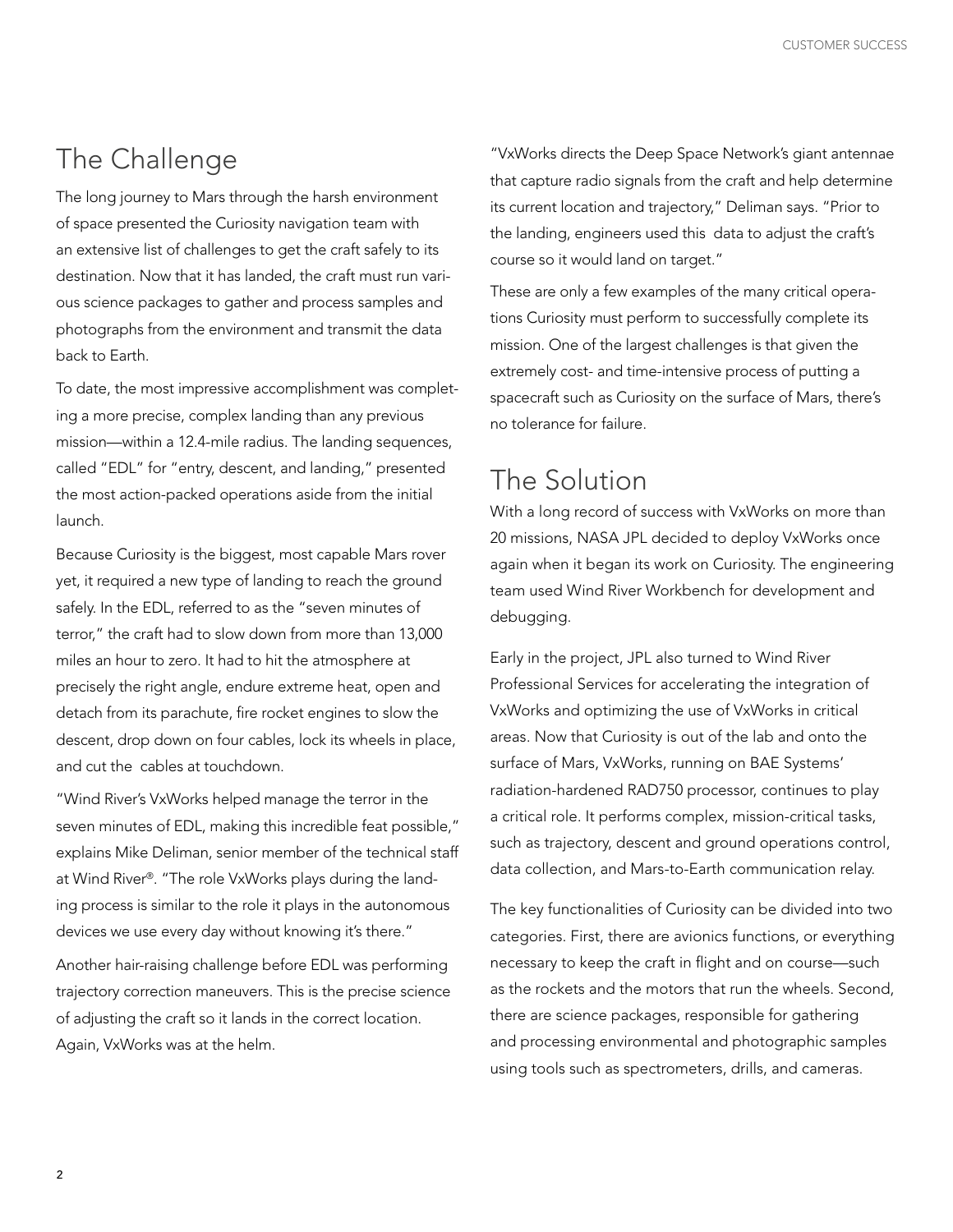## The Challenge

The long journey to Mars through the harsh environment of space presented the Curiosity navigation team with an extensive list of challenges to get the craft safely to its destination. Now that it has landed, the craft must run various science packages to gather and process samples and photographs from the environment and transmit the data back to Earth.

To date, the most impressive accomplishment was completing a more precise, complex landing than any previous mission—within a 12.4-mile radius. The landing sequences, called "EDL" for "entry, descent, and landing," presented the most action-packed operations aside from the initial launch.

Because Curiosity is the biggest, most capable Mars rover yet, it required a new type of landing to reach the ground safely. In the EDL, referred to as the "seven minutes of terror," the craft had to slow down from more than 13,000 miles an hour to zero. It had to hit the atmosphere at precisely the right angle, endure extreme heat, open and detach from its parachute, fire rocket engines to slow the descent, drop down on four cables, lock its wheels in place, and cut the cables at touchdown.

"Wind River's VxWorks helped manage the terror in the seven minutes of EDL, making this incredible feat possible," explains Mike Deliman, senior member of the technical staff at Wind River®. "The role VxWorks plays during the landing process is similar to the role it plays in the autonomous devices we use every day without knowing it's there."

Another hair-raising challenge before EDL was performing trajectory correction maneuvers. This is the precise science of adjusting the craft so it lands in the correct location. Again, VxWorks was at the helm.

"VxWorks directs the Deep Space Network's giant antennae that capture radio signals from the craft and help determine its current location and trajectory," Deliman says. "Prior to the landing, engineers used this data to adjust the craft's course so it would land on target."

These are only a few examples of the many critical operations Curiosity must perform to successfully complete its mission. One of the largest challenges is that given the extremely cost- and time-intensive process of putting a spacecraft such as Curiosity on the surface of Mars, there's no tolerance for failure.

## The Solution

With a long record of success with VxWorks on more than 20 missions, NASA JPL decided to deploy VxWorks once again when it began its work on Curiosity. The engineering team used Wind River Workbench for development and debugging.

Early in the project, JPL also turned to Wind River Professional Services for accelerating the integration of VxWorks and optimizing the use of VxWorks in critical areas. Now that Curiosity is out of the lab and onto the surface of Mars, VxWorks, running on BAE Systems' radiation-hardened RAD750 processor, continues to play a critical role. It performs complex, mission-critical tasks, such as trajectory, descent and ground operations control, data collection, and Mars-to-Earth communication relay.

The key functionalities of Curiosity can be divided into two categories. First, there are avionics functions, or everything necessary to keep the craft in flight and on course—such as the rockets and the motors that run the wheels. Second, there are science packages, responsible for gathering and processing environmental and photographic samples using tools such as spectrometers, drills, and cameras.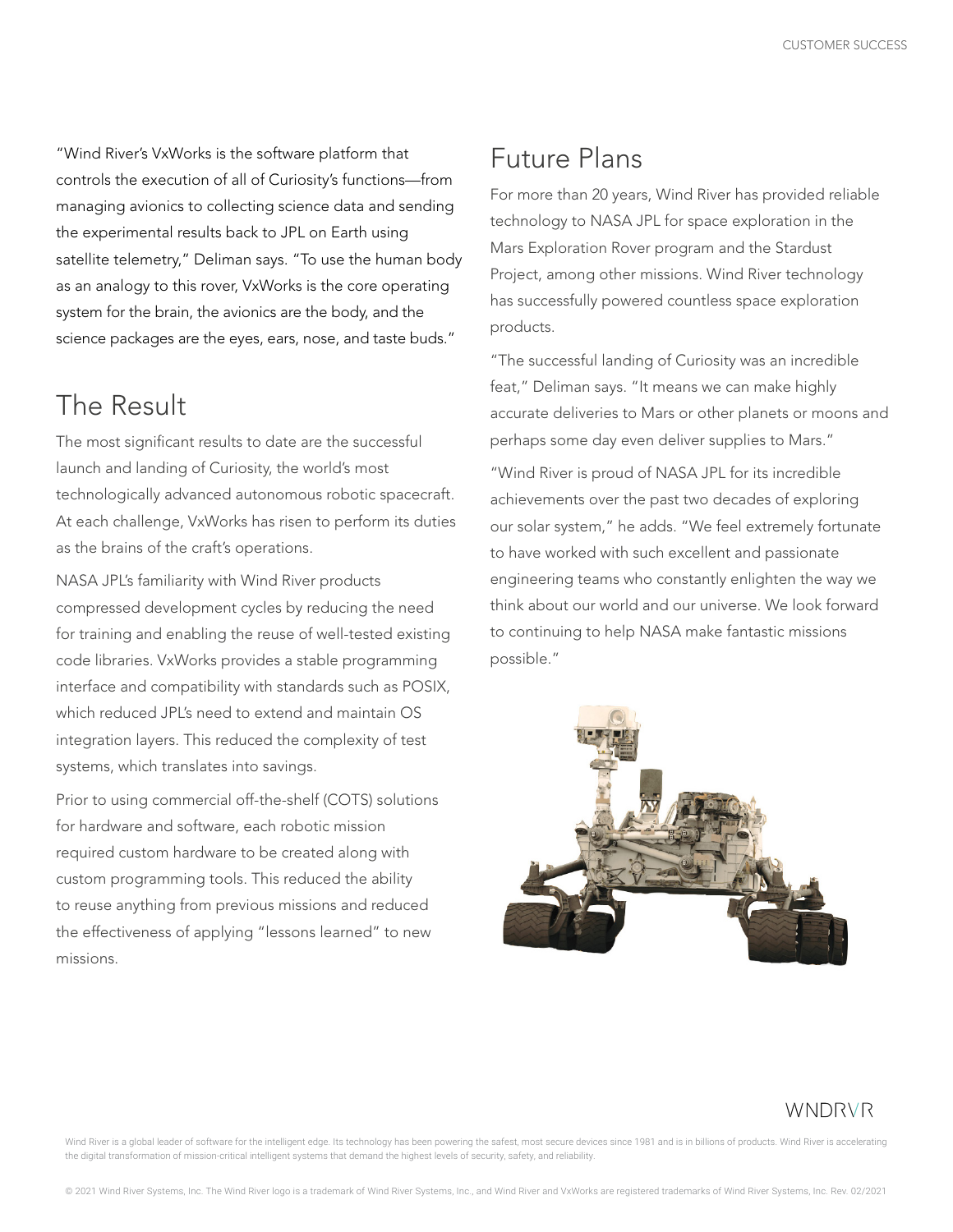"Wind River's VxWorks is the software platform that controls the execution of all of Curiosity's functions—from managing avionics to collecting science data and sending the experimental results back to JPL on Earth using satellite telemetry," Deliman says. "To use the human body as an analogy to this rover, VxWorks is the core operating system for the brain, the avionics are the body, and the science packages are the eyes, ears, nose, and taste buds."

## The Result

The most significant results to date are the successful launch and landing of Curiosity, the world's most technologically advanced autonomous robotic spacecraft. At each challenge, VxWorks has risen to perform its duties as the brains of the craft's operations.

NASA JPL's familiarity with Wind River products compressed development cycles by reducing the need for training and enabling the reuse of well-tested existing code libraries. VxWorks provides a stable programming interface and compatibility with standards such as POSIX, which reduced JPL's need to extend and maintain OS integration layers. This reduced the complexity of test systems, which translates into savings.

Prior to using commercial off-the-shelf (COTS) solutions for hardware and software, each robotic mission required custom hardware to be created along with custom programming tools. This reduced the ability to reuse anything from previous missions and reduced the effectiveness of applying "lessons learned" to new missions.

## Future Plans

For more than 20 years, Wind River has provided reliable technology to NASA JPL for space exploration in the Mars Exploration Rover program and the Stardust Project, among other missions. Wind River technology has successfully powered countless space exploration products.

"The successful landing of Curiosity was an incredible feat," Deliman says. "It means we can make highly accurate deliveries to Mars or other planets or moons and perhaps some day even deliver supplies to Mars."

"Wind River is proud of NASA JPL for its incredible achievements over the past two decades of exploring our solar system," he adds. "We feel extremely fortunate to have worked with such excellent and passionate engineering teams who constantly enlighten the way we think about our world and our universe. We look forward to continuing to help NASA make fantastic missions possible."

WNDRVR

Wind River is a global leader of software for the intelligent edge. Its technology has been powering the safest, most secure devices since 1981 and is in billions of products. Wind River is accelerating the digital transformation of mission-critical intelligent systems that demand the highest levels of security, safety, and reliability.

© 2021 Wind River Systems, Inc. The Wind River logo is a trademark of Wind River Systems, Inc., and Wind River and VxWorks are registered trademarks of Wind River Systems, Inc. Rev. 02/2021